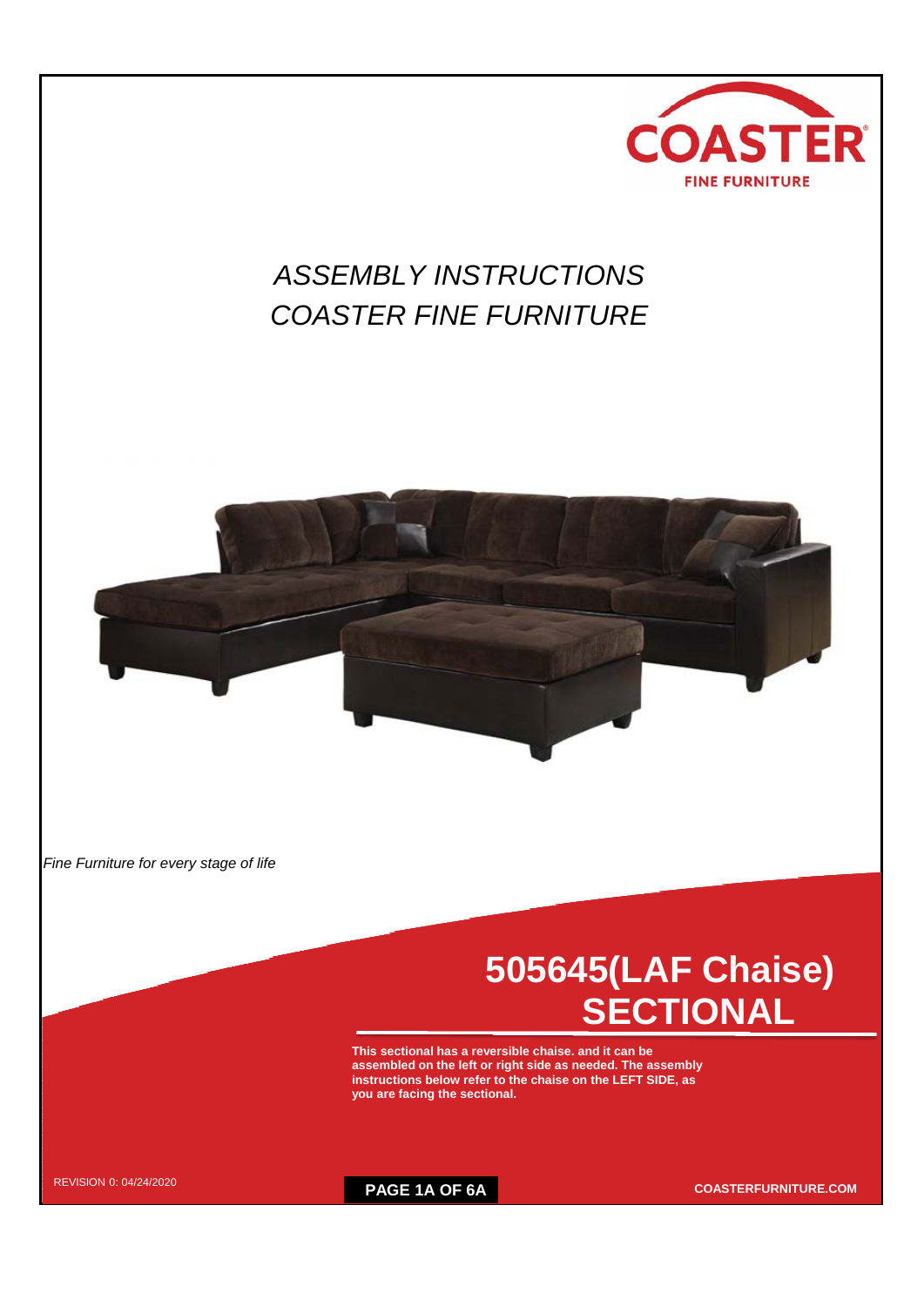COASTER
FINE FURNITURE

# *ASSEMBLY INSTRUCTIONS*
# *COASTER FINE FURNITURE*

*Fine Furniture for every stage of life*

## 505645(LAF Chaise) SECTIONAL

**This sectional has a reversible chaise. and it can be assembled on the left or right side as needed. The assembly instructions below refer to the chaise on the LEFT SIDE, as you are facing the sectional.**

REVISION 0: 04/24/2020

COASTERFURNITURE.COM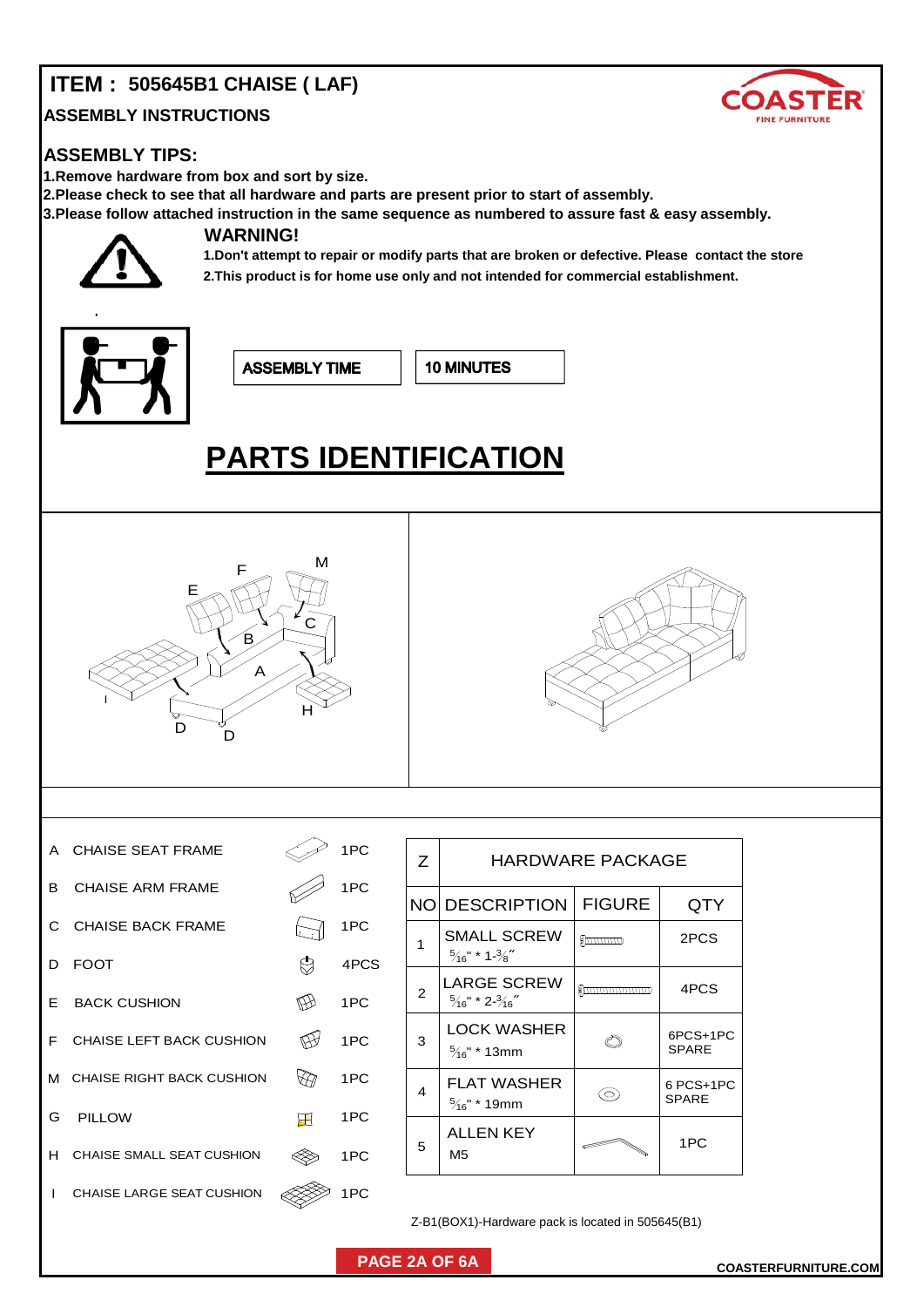# ITEM： 505645B1 CHAISE ( LAF)

## ASSEMBLY INSTRUCTIONS

## ASSEMBLY TIPS:

1.Remove hardware from box and sort by size.
2.Please check to see that all hardware and parts are present prior to start of assembly.
3.Please follow attached instruction in the same sequence as numbered to assure fast & easy assembly.

**WARNING!**

1.Don't attempt to repair or modify parts that are broken or defective. Please contact the store
2.This product is for home use only and not intended for commercial establishment.

| ASSEMBLY TIME | 10 MINUTES |
|---|---|

# PARTS IDENTIFICATION

F
M
E
C
B
A
I
H
D
D

| | | |
|---|---|---|
| A | CHAISE SEAT FRAME | 1PC |
| B | CHAISE ARM FRAME | 1PC |
| C | CHAISE BACK FRAME | 1PC |
| D | FOOT | 4PCS |
| E | BACK CUSHION | 1PC |
| F | CHAISE LEFT BACK CUSHION | 1PC |
| M | CHAISE RIGHT BACK CUSHION | 1PC |
| G | PILLOW | 1PC |
| H | CHAISE SMALL SEAT CUSHION | 1PC |
| I | CHAISE LARGE SEAT CUSHION | 1PC |

| Z | HARDWARE PACKAGE | | |
|---|---|---|---|
| NO | DESCRIPTION | FIGURE | QTY |
| 1 | SMALL SCREW $\frac{5}{16}$" * 1-$\frac{3}{8}$" | | 2PCS |
| 2 | LARGE SCREW $\frac{5}{16}$" * 2-$\frac{3}{16}$" | | 4PCS |
| 3 | LOCK WASHER $\frac{5}{16}$" * 13mm | | 6PCS+1PC SPARE |
| 4 | FLAT WASHER $\frac{5}{16}$" * 19mm | | 6 PCS+1PC SPARE |
| 5 | ALLEN KEY M5 | | 1PC |

Z-B1(BOX1)-Hardware pack is located in 505645(B1)

COASTERFURNITURE.COM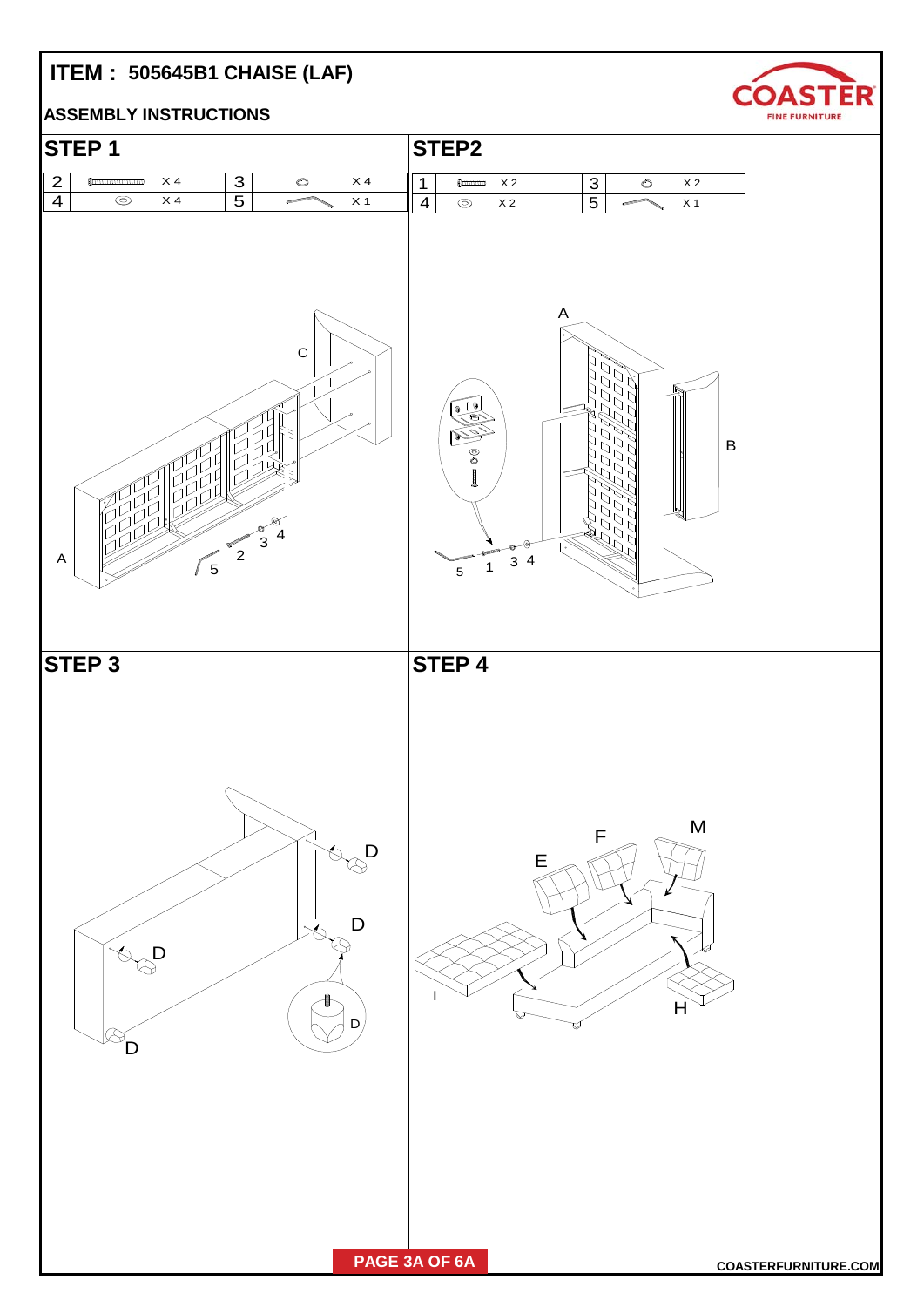# ITEM : 505645B1 CHAISE (LAF)

## ASSEMBLY INSTRUCTIONS

## STEP 1

| | | | | | |
|---|---|---|---|---|---|
| 2 | | X 4 | 3 | | X 4 |
| 4 | | X 4 | 5 | | X 1 |

C

A

2 3 4

5

## STEP2

| | | | | | |
|---|---|---|---|---|---|
| 1 | | X 2 | 3 | | X 2 |
| 4 | | X 2 | 5 | | X 1 |

A

B

5 1 3 4

## STEP 3

D

D

D

D

D

## STEP 4

F

M

E

I

H

COASTERFURNITURE.COM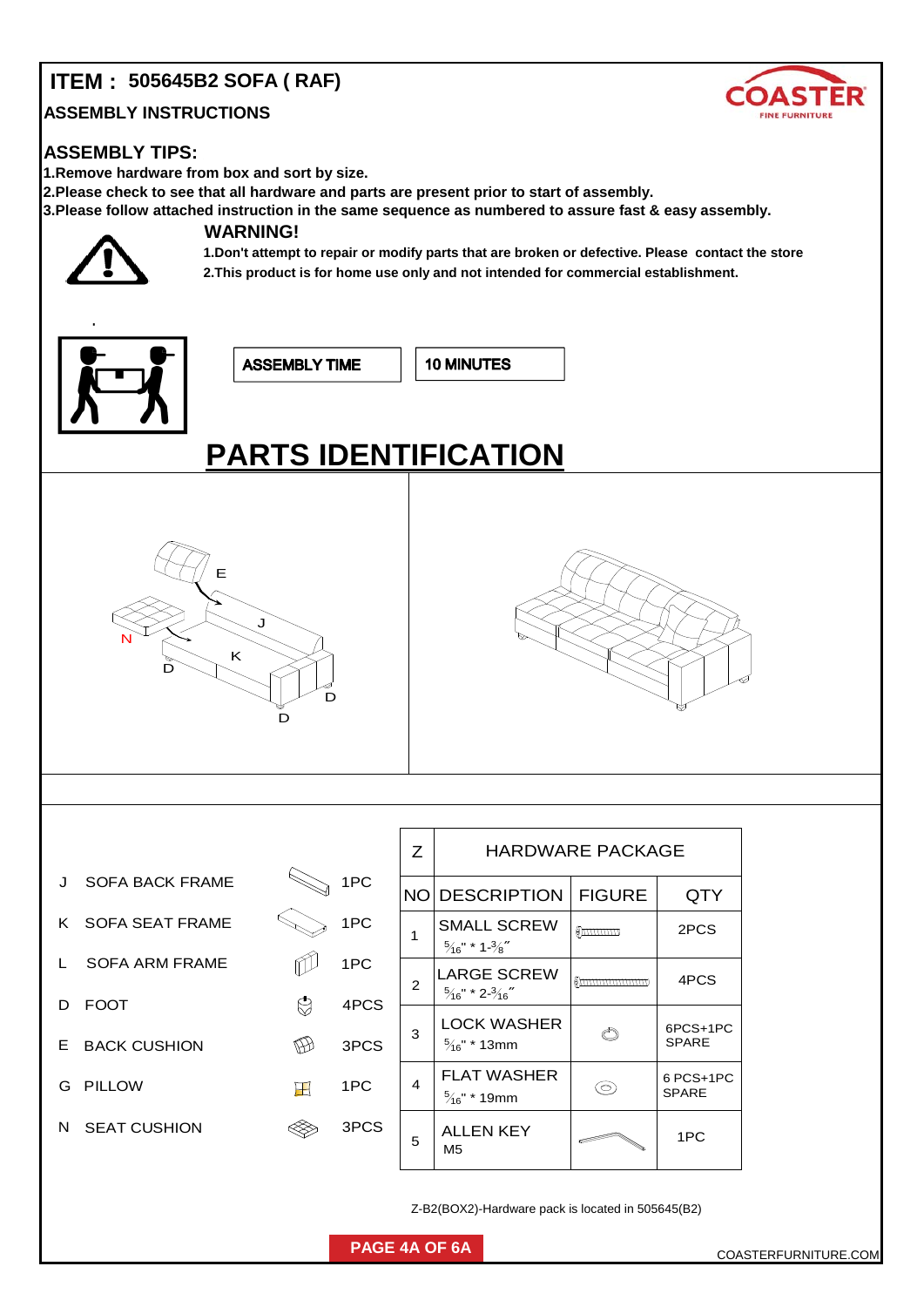# ITEM： 505645B2 SOFA ( RAF)

**ASSEMBLY INSTRUCTIONS**

COASTER FINE FURNITURE

## ASSEMBLY TIPS:

1.Remove hardware from box and sort by size.
2.Please check to see that all hardware and parts are present prior to start of assembly.
3.Please follow attached instruction in the same sequence as numbered to assure fast & easy assembly.

**WARNING!**

1.Don't attempt to repair or modify parts that are broken or defective. Please contact the store
2.This product is for home use only and not intended for commercial establishment.

| ASSEMBLY TIME | 10 MINUTES |
|---|---|

# PARTS IDENTIFICATION

E
J
N
K
D
D
D

| | | |
|---|---|---|
| J | SOFA BACK FRAME | 1PC |
| K | SOFA SEAT FRAME | 1PC |
| L | SOFA ARM FRAME | 1PC |
| D | FOOT | 4PCS |
| E | BACK CUSHION | 3PCS |
| G | PILLOW | 1PC |
| N | SEAT CUSHION | 3PCS |

| Z | HARDWARE PACKAGE | | |
|---|---|---|---|
| NO | DESCRIPTION | FIGURE | QTY |
| 1 | SMALL SCREW $\frac{5}{16}$" * 1-$\frac{3}{8}$" | | 2PCS |
| 2 | LARGE SCREW $\frac{5}{16}$" * 2-$\frac{3}{16}$" | | 4PCS |
| 3 | LOCK WASHER $\frac{5}{16}$" * 13mm | | 6PCS+1PC SPARE |
| 4 | FLAT WASHER $\frac{5}{16}$" * 19mm | | 6 PCS+1PC SPARE |
| 5 | ALLEN KEY M5 | | 1PC |

Z-B2(BOX2)-Hardware pack is located in 505645(B2)

COASTERFURNITURE.COM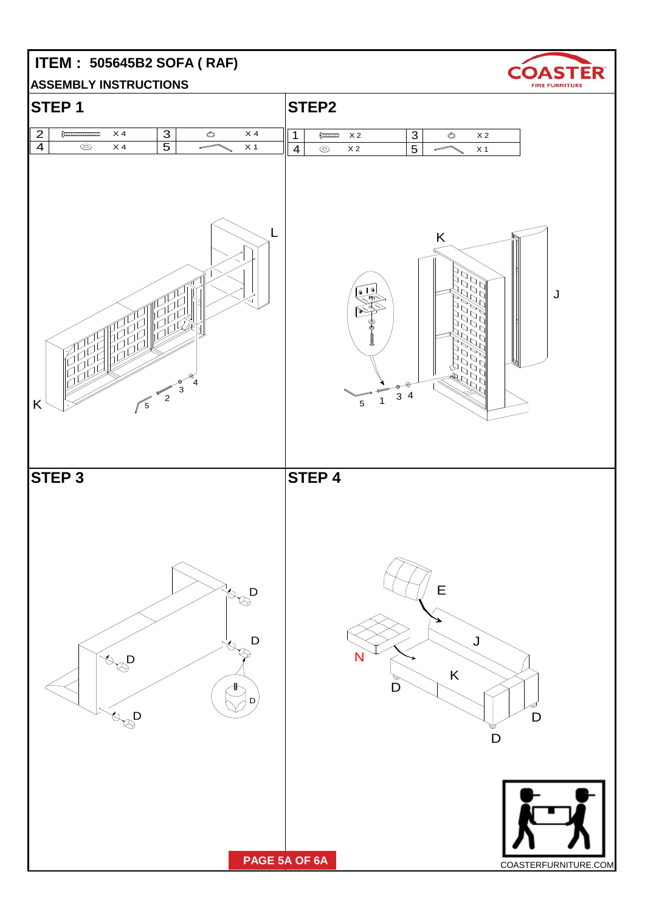# ITEM : 505645B2 SOFA ( RAF)

**ASSEMBLY INSTRUCTIONS**

## STEP 1

| 2 | | X 4 | 3 | | X 4 |
|---|---|---|---|---|---|
| 4 | | X 4 | 5 | | X 1 |

L

K

5 2 3 4

## STEP2

| 1 | | X 2 | 3 | | X 2 |
|---|---|---|---|---|---|
| 4 | | X 2 | 5 | | X 1 |

K

J

5 1 3 4

## STEP 3

D

D

D

D

D

## STEP 4

E

J

N

K

D

D

D

COASTERFURNITURE.COM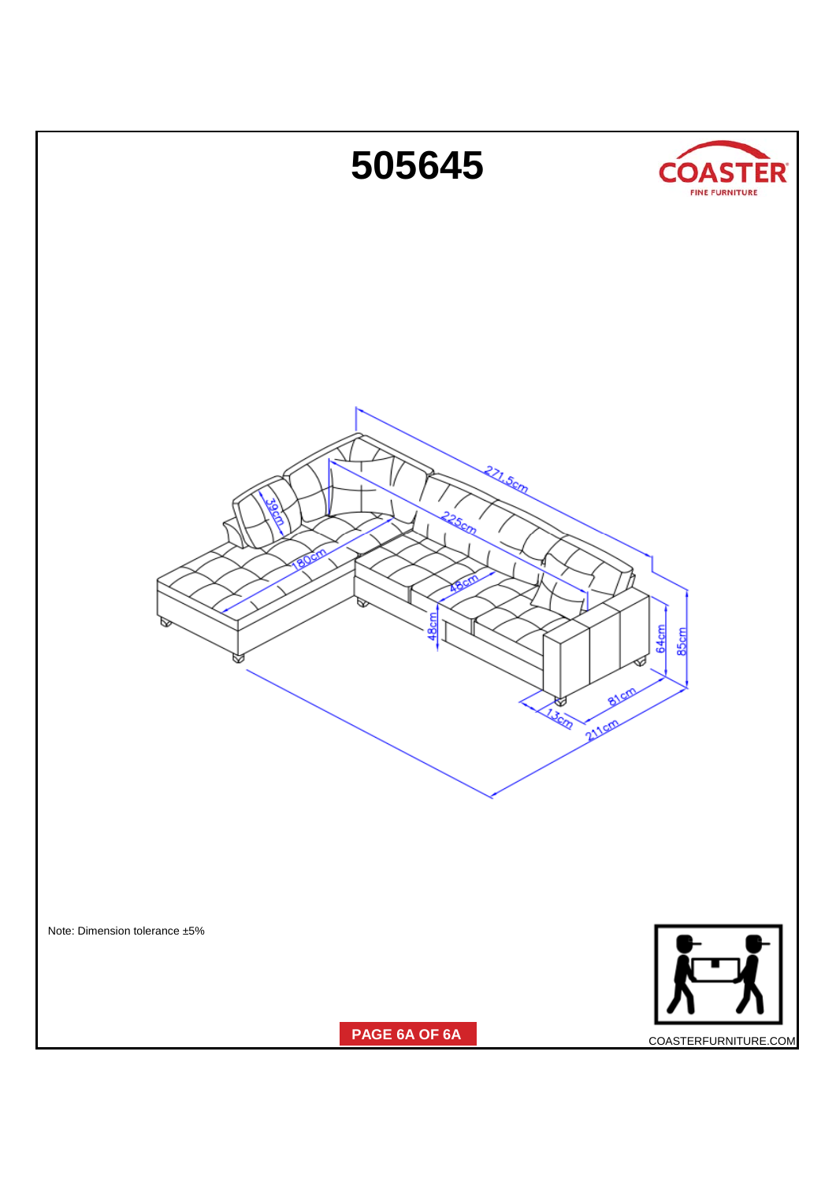# 505645

COASTER
FINE FURNITURE

271.5cm
225cm
39cm
180cm
48cm
48cm
64cm
85cm
81cm
13cm
211cm

Note: Dimension tolerance ±5%

COASTERFURNITURE.COM